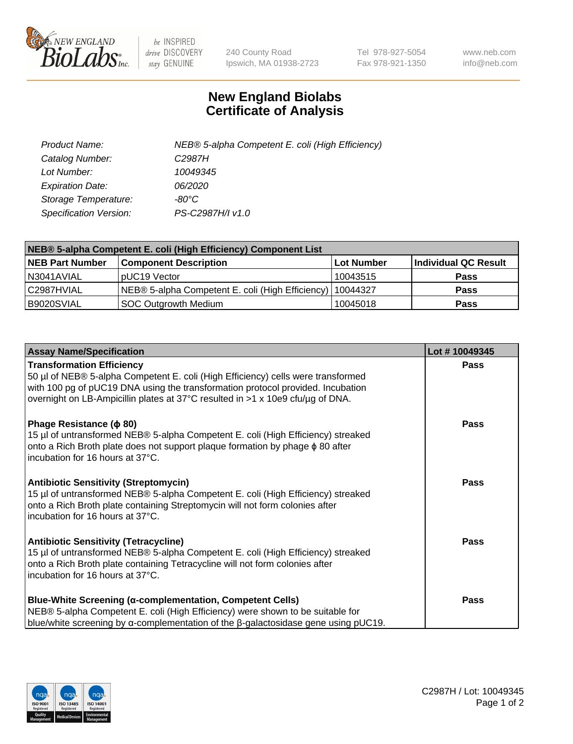# New England Biolabs Certificate of Analysis

| | |
|---|---|
| *Product Name:* | *NEB® 5-alpha Competent E. coli (High Efficiency)* |
| *Catalog Number:* | *C2987H* |
| *Lot Number:* | *10049345* |
| *Expiration Date:* | *06/2020* |
| *Storage Temperature:* | *-80°C* |
| *Specification Version:* | *PS-C2987H/I v1.0* |

| **NEB® 5-alpha Competent E. coli (High Efficiency) Component List** | | | |
|---|---|---|---|
| **NEB Part Number** | **Component Description** | **Lot Number** | **Individual QC Result** |
| N3041AVIAL | pUC19 Vector | 10043515 | **Pass** |
| C2987HVIAL | NEB® 5-alpha Competent E. coli (High Efficiency) | 10044327 | **Pass** |
| B9020SVIAL | SOC Outgrowth Medium | 10045018 | **Pass** |

| **Assay Name/Specification** | **Lot # 10049345** |
|---|---|
| **Transformation Efficiency**<br>50 µl of NEB® 5-alpha Competent E. coli (High Efficiency) cells were transformed with 100 pg of pUC19 DNA using the transformation protocol provided. Incubation overnight on LB-Ampicillin plates at 37°C resulted in >1 x 10e9 cfu/µg of DNA. | **Pass** |
| **Phage Resistance (ϕ 80)**<br>15 µl of untransformed NEB® 5-alpha Competent E. coli (High Efficiency) streaked onto a Rich Broth plate does not support plaque formation by phage ϕ 80 after incubation for 16 hours at 37°C. | **Pass** |
| **Antibiotic Sensitivity (Streptomycin)**<br>15 µl of untransformed NEB® 5-alpha Competent E. coli (High Efficiency) streaked onto a Rich Broth plate containing Streptomycin will not form colonies after incubation for 16 hours at 37°C. | **Pass** |
| **Antibiotic Sensitivity (Tetracycline)**<br>15 µl of untransformed NEB® 5-alpha Competent E. coli (High Efficiency) streaked onto a Rich Broth plate containing Tetracycline will not form colonies after incubation for 16 hours at 37°C. | **Pass** |
| **Blue-White Screening (α-complementation, Competent Cells)**<br>NEB® 5-alpha Competent E. coli (High Efficiency) were shown to be suitable for blue/white screening by α-complementation of the β-galactosidase gene using pUC19. | **Pass** |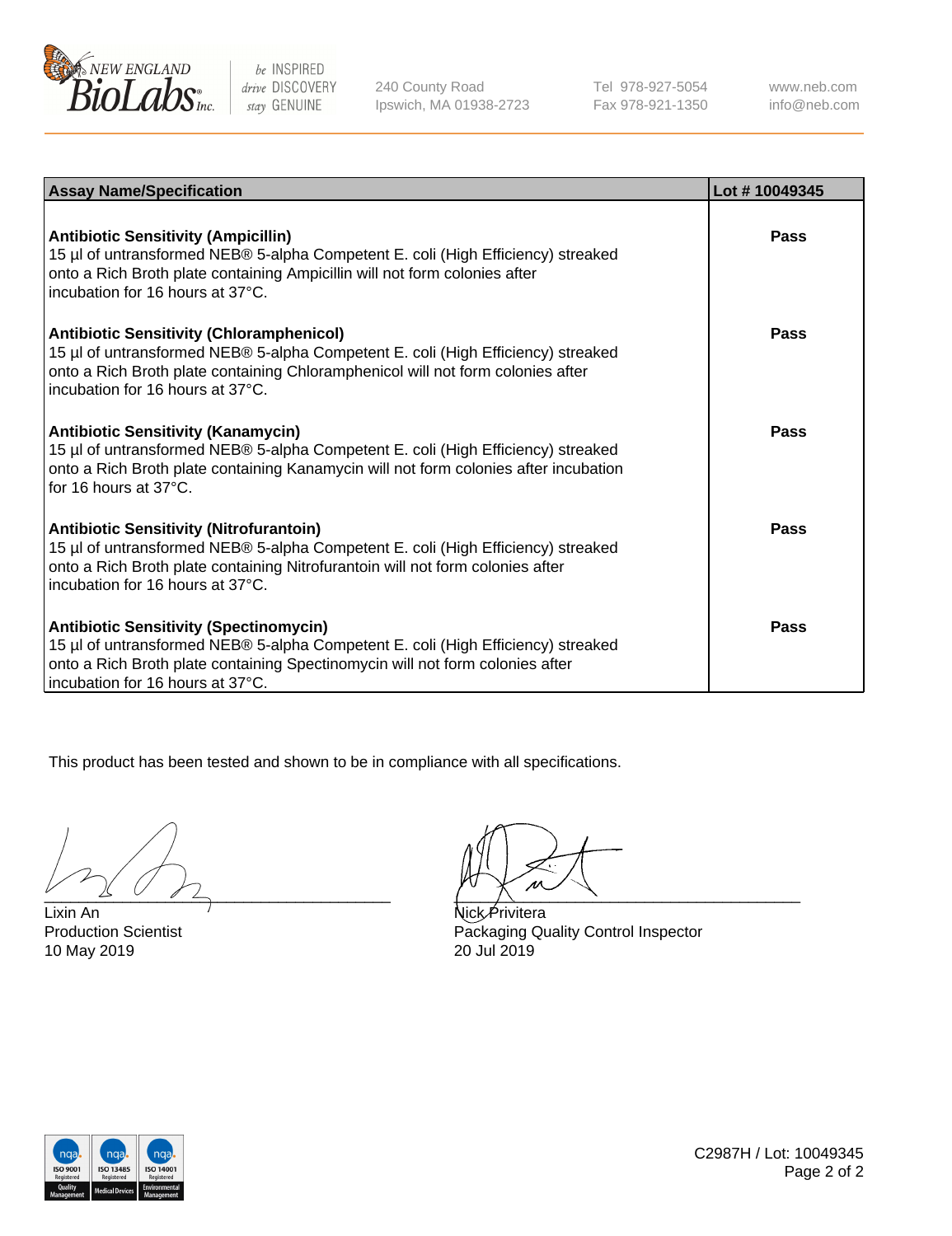| Assay Name/Specification | Lot # 10049345 |
| --- | --- |
| **Antibiotic Sensitivity (Ampicillin)**<br>15 µl of untransformed NEB® 5-alpha Competent E. coli (High Efficiency) streaked onto a Rich Broth plate containing Ampicillin will not form colonies after incubation for 16 hours at 37°C. | **Pass** |
| **Antibiotic Sensitivity (Chloramphenicol)**<br>15 µl of untransformed NEB® 5-alpha Competent E. coli (High Efficiency) streaked onto a Rich Broth plate containing Chloramphenicol will not form colonies after incubation for 16 hours at 37°C. | **Pass** |
| **Antibiotic Sensitivity (Kanamycin)**<br>15 µl of untransformed NEB® 5-alpha Competent E. coli (High Efficiency) streaked onto a Rich Broth plate containing Kanamycin will not form colonies after incubation for 16 hours at 37°C. | **Pass** |
| **Antibiotic Sensitivity (Nitrofurantoin)**<br>15 µl of untransformed NEB® 5-alpha Competent E. coli (High Efficiency) streaked onto a Rich Broth plate containing Nitrofurantoin will not form colonies after incubation for 16 hours at 37°C. | **Pass** |
| **Antibiotic Sensitivity (Spectinomycin)**<br>15 µl of untransformed NEB® 5-alpha Competent E. coli (High Efficiency) streaked onto a Rich Broth plate containing Spectinomycin will not form colonies after incubation for 16 hours at 37°C. | **Pass** |

This product has been tested and shown to be in compliance with all specifications.

Lixin An
Production Scientist
10 May 2019

Nick Privitera
Packaging Quality Control Inspector
20 Jul 2019

C2987H / Lot: 10049345